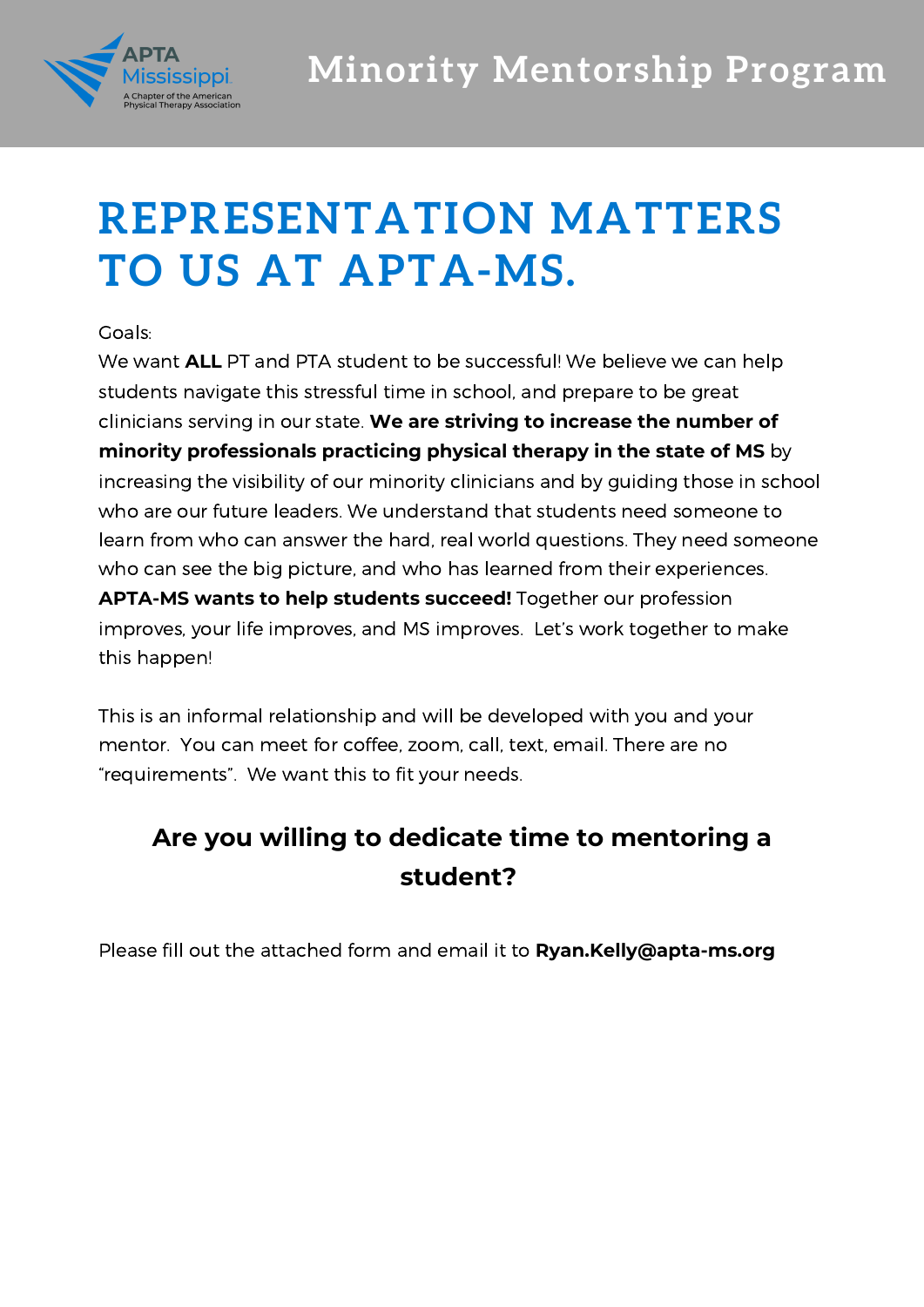APTA Mississippi
A Chapter of the American Physical Therapy Association

# Minority Mentorship Program

## REPRESENTATION MATTERS TO US AT APTA-MS.

Goals:

We want **ALL** PT and PTA student to be successful! We believe we can help students navigate this stressful time in school, and prepare to be great clinicians serving in our state. **We are striving to increase the number of minority professionals practicing physical therapy in the state of MS** by increasing the visibility of our minority clinicians and by guiding those in school who are our future leaders. We understand that students need someone to learn from who can answer the hard, real world questions. They need someone who can see the big picture, and who has learned from their experiences. **APTA-MS wants to help students succeed!** Together our profession improves, your life improves, and MS improves. Let's work together to make this happen!

This is an informal relationship and will be developed with you and your mentor. You can meet for coffee, zoom, call, text, email. There are no "requirements". We want this to fit your needs.

### Are you willing to dedicate time to mentoring a student?

Please fill out the attached form and email it to **Ryan.Kelly@apta-ms.org**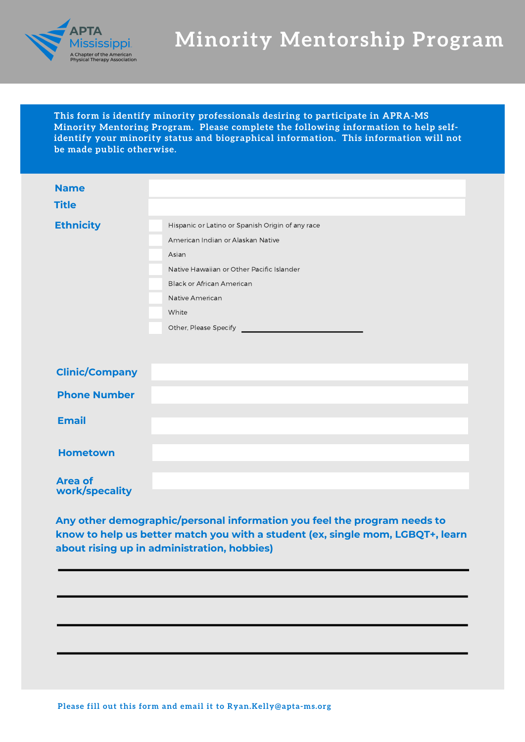APTA Mississippi
A Chapter of the American Physical Therapy Association

# Minority Mentorship Program

**This form is identify minority professionals desiring to participate in APRA-MS Minority Mentoring Program. Please complete the following information to help self-identify your minority status and biographical information. This information will not be made public otherwise.**

**Name**

**Title**

**Ethnicity**

- [ ] Hispanic or Latino or Spanish Origin of any race
- [ ] American Indian or Alaskan Native
- [ ] Asian
- [ ] Native Hawaiian or Other Pacific Islander
- [ ] Black or African American
- [ ] Native American
- [ ] White
- [ ] Other, Please Specify ______________________

**Clinic/Company**

**Phone Number**

**Email**

**Hometown**

**Area of work/specality**

**Any other demographic/personal information you feel the program needs to know to help us better match you with a student (ex, single mom, LGBQT+, learn about rising up in administration, hobbies)**

______________________________________________

______________________________________________

______________________________________________

______________________________________________

**Please fill out this form and email it to Ryan.Kelly@apta-ms.org**